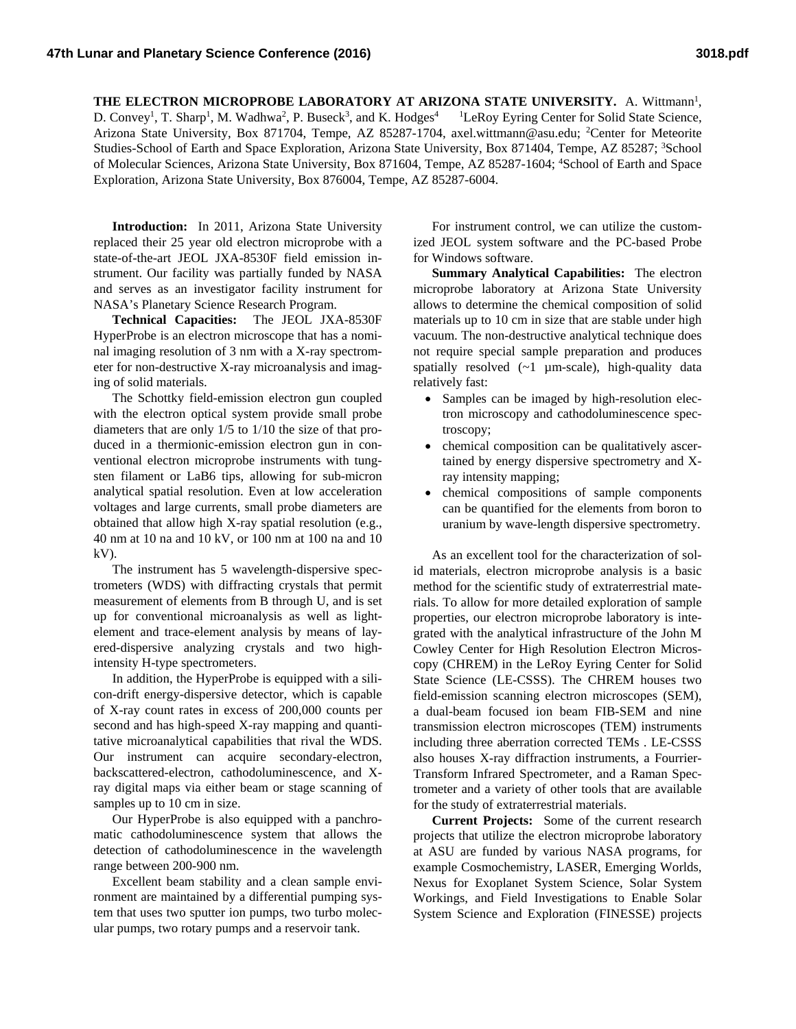# THE ELECTRON MICROPROBE LABORATORY AT ARIZONA STATE UNIVERSITY.

A. Wittmann[1], D. Convey[1], T. Sharp[1], M. Wadhwa[2], P. Buseck[3], and K. Hodges[4] [1]LeRoy Eyring Center for Solid State Science, Arizona State University, Box 871704, Tempe, AZ 85287-1704, axel.wittmann@asu.edu; [2]Center for Meteorite Studies-School of Earth and Space Exploration, Arizona State University, Box 871404, Tempe, AZ 85287; [3]School of Molecular Sciences, Arizona State University, Box 871604, Tempe, AZ 85287-1604; [4]School of Earth and Space Exploration, Arizona State University, Box 876004, Tempe, AZ 85287-6004.

**Introduction:** In 2011, Arizona State University replaced their 25 year old electron microprobe with a state-of-the-art JEOL JXA-8530F field emission instrument. Our facility was partially funded by NASA and serves as an investigator facility instrument for NASA's Planetary Science Research Program.

**Technical Capacities:** The JEOL JXA-8530F HyperProbe is an electron microscope that has a nominal imaging resolution of 3 nm with a X-ray spectrometer for non-destructive X-ray microanalysis and imaging of solid materials.

The Schottky field-emission electron gun coupled with the electron optical system provide small probe diameters that are only 1/5 to 1/10 the size of that produced in a thermionic-emission electron gun in conventional electron microprobe instruments with tungsten filament or LaB6 tips, allowing for sub-micron analytical spatial resolution. Even at low acceleration voltages and large currents, small probe diameters are obtained that allow high X-ray spatial resolution (e.g., 40 nm at 10 na and 10 kV, or 100 nm at 100 na and 10 kV).

The instrument has 5 wavelength-dispersive spectrometers (WDS) with diffracting crystals that permit measurement of elements from B through U, and is set up for conventional microanalysis as well as light-element and trace-element analysis by means of layered-dispersive analyzing crystals and two high-intensity H-type spectrometers.

In addition, the HyperProbe is equipped with a silicon-drift energy-dispersive detector, which is capable of X-ray count rates in excess of 200,000 counts per second and has high-speed X-ray mapping and quantitative microanalytical capabilities that rival the WDS. Our instrument can acquire secondary-electron, backscattered-electron, cathodoluminescence, and X-ray digital maps via either beam or stage scanning of samples up to 10 cm in size.

Our HyperProbe is also equipped with a panchromatic cathodoluminescence system that allows the detection of cathodoluminescence in the wavelength range between 200-900 nm.

Excellent beam stability and a clean sample environment are maintained by a differential pumping system that uses two sputter ion pumps, two turbo molecular pumps, two rotary pumps and a reservoir tank.

For instrument control, we can utilize the customized JEOL system software and the PC-based Probe for Windows software.

**Summary Analytical Capabilities:** The electron microprobe laboratory at Arizona State University allows to determine the chemical composition of solid materials up to 10 cm in size that are stable under high vacuum. The non-destructive analytical technique does not require special sample preparation and produces spatially resolved (~1 µm-scale), high-quality data relatively fast:

- Samples can be imaged by high-resolution electron microscopy and cathodoluminescence spectroscopy;
- chemical composition can be qualitatively ascertained by energy dispersive spectrometry and X-ray intensity mapping;
- chemical compositions of sample components can be quantified for the elements from boron to uranium by wave-length dispersive spectrometry.

As an excellent tool for the characterization of solid materials, electron microprobe analysis is a basic method for the scientific study of extraterrestrial materials. To allow for more detailed exploration of sample properties, our electron microprobe laboratory is integrated with the analytical infrastructure of the John M Cowley Center for High Resolution Electron Microscopy (CHREM) in the LeRoy Eyring Center for Solid State Science (LE-CSSS). The CHREM houses two field-emission scanning electron microscopes (SEM), a dual-beam focused ion beam FIB-SEM and nine transmission electron microscopes (TEM) instruments including three aberration corrected TEMs . LE-CSSS also houses X-ray diffraction instruments, a Fourrier-Transform Infrared Spectrometer, and a Raman Spectrometer and a variety of other tools that are available for the study of extraterrestrial materials.

**Current Projects:** Some of the current research projects that utilize the electron microprobe laboratory at ASU are funded by various NASA programs, for example Cosmochemistry, LASER, Emerging Worlds, Nexus for Exoplanet System Science, Solar System Workings, and Field Investigations to Enable Solar System Science and Exploration (FINESSE) projects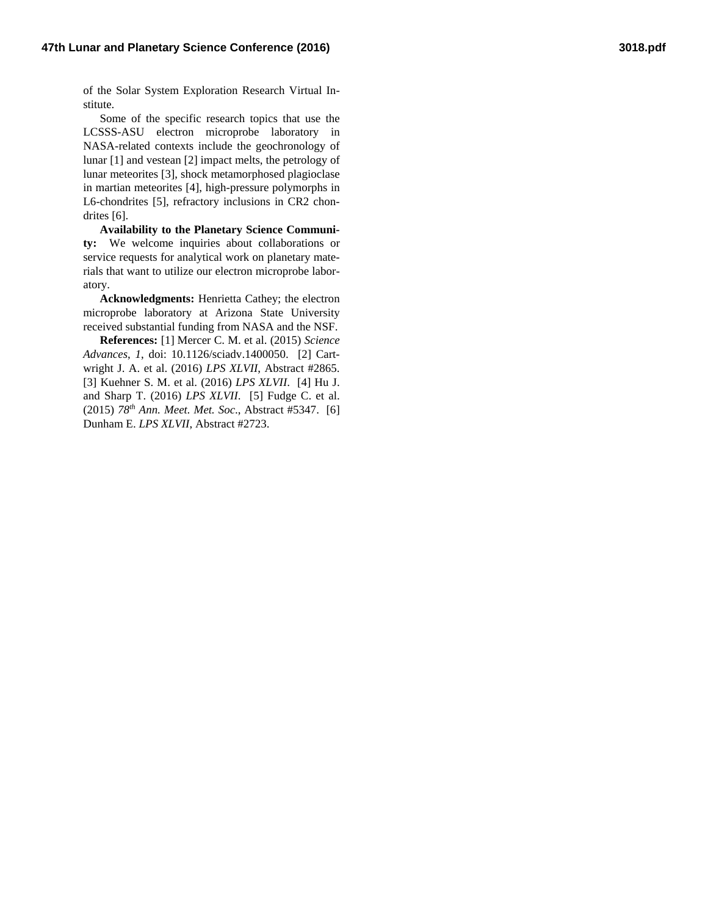of the Solar System Exploration Research Virtual Institute.

Some of the specific research topics that use the LCSSS-ASU electron microprobe laboratory in NASA-related contexts include the geochronology of lunar [1] and vestean [2] impact melts, the petrology of lunar meteorites [3], shock metamorphosed plagioclase in martian meteorites [4], high-pressure polymorphs in L6-chondrites [5], refractory inclusions in CR2 chondrites [6].

**Availability to the Planetary Science Community:** We welcome inquiries about collaborations or service requests for analytical work on planetary materials that want to utilize our electron microprobe laboratory.

**Acknowledgments:** Henrietta Cathey; the electron microprobe laboratory at Arizona State University received substantial funding from NASA and the NSF.

**References:** [1] Mercer C. M. et al. (2015) *Science Advances*, *1*, doi: 10.1126/sciadv.1400050. [2] Cartwright J. A. et al. (2016) *LPS XLVII*, Abstract #2865. [3] Kuehner S. M. et al. (2016) *LPS XLVII*. [4] Hu J. and Sharp T. (2016) *LPS XLVII*. [5] Fudge C. et al. (2015) *78$^{th}$ Ann. Meet. Met. Soc.*, Abstract #5347. [6] Dunham E. *LPS XLVII*, Abstract #2723.